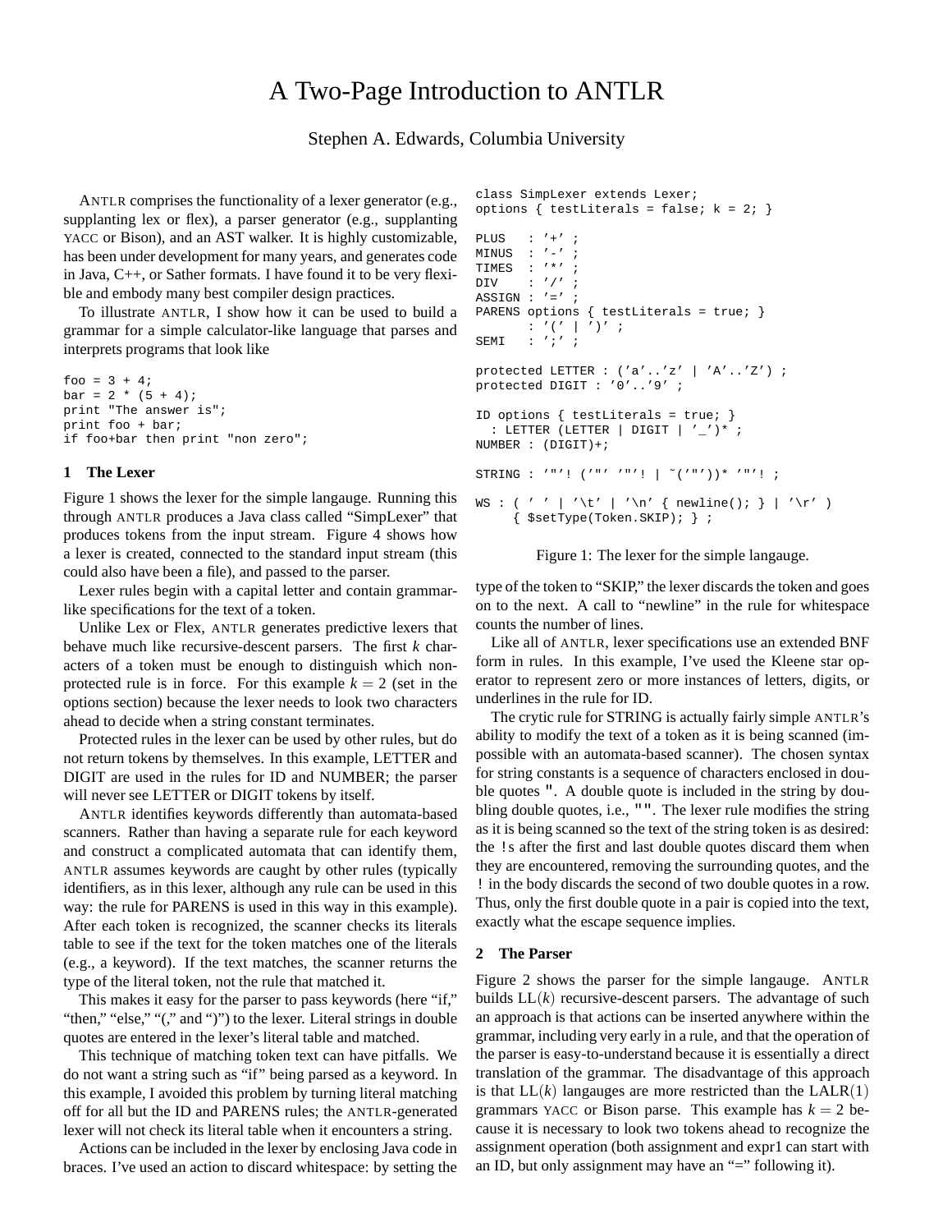# A Two-Page Introduction to ANTLR

Stephen A. Edwards, Columbia University

ANTLR comprises the functionality of a lexer generator (e.g., supplanting lex or flex), a parser generator (e.g., supplanting YACC or Bison), and an AST walker. It is highly customizable, has been under development for many years, and generates code in Java, C++, or Sather formats. I have found it to be very flexible and embody many best compiler design practices.

To illustrate ANTLR, I show how it can be used to build a grammar for a simple calculator-like language that parses and interprets programs that look like

```
foo = 3 + 4;
bar = 2 * (5 + 4);
print "The answer is";
print foo + bar;
if foo+bar then print "non zero";
```

## 1 The Lexer

Figure 1 shows the lexer for the simple langauge. Running this through ANTLR produces a Java class called "SimpLexer" that produces tokens from the input stream. Figure 4 shows how a lexer is created, connected to the standard input stream (this could also have been a file), and passed to the parser.

Lexer rules begin with a capital letter and contain grammar-like specifications for the text of a token.

Unlike Lex or Flex, ANTLR generates predictive lexers that behave much like recursive-descent parsers. The first $k$ characters of a token must be enough to distinguish which non-protected rule is in force. For this example $k = 2$ (set in the options section) because the lexer needs to look two characters ahead to decide when a string constant terminates.

Protected rules in the lexer can be used by other rules, but do not return tokens by themselves. In this example, LETTER and DIGIT are used in the rules for ID and NUMBER; the parser will never see LETTER or DIGIT tokens by itself.

ANTLR identifies keywords differently than automata-based scanners. Rather than having a separate rule for each keyword and construct a complicated automata that can identify them, ANTLR assumes keywords are caught by other rules (typically identifiers, as in this lexer, although any rule can be used in this way: the rule for PARENS is used in this way in this example). After each token is recognized, the scanner checks its literals table to see if the text for the token matches one of the literals (e.g., a keyword). If the text matches, the scanner returns the type of the literal token, not the rule that matched it.

This makes it easy for the parser to pass keywords (here "if," "then," "else," "(," and ")") to the lexer. Literal strings in double quotes are entered in the lexer's literal table and matched.

This technique of matching token text can have pitfalls. We do not want a string such as "if" being parsed as a keyword. In this example, I avoided this problem by turning literal matching off for all but the ID and PARENS rules; the ANTLR-generated lexer will not check its literal table when it encounters a string.

Actions can be included in the lexer by enclosing Java code in braces. I've used an action to discard whitespace: by setting the type of the token to "SKIP," the lexer discards the token and goes on to the next. A call to "newline" in the rule for whitespace counts the number of lines.

```
class SimpLexer extends Lexer;
options { testLiterals = false; k = 2; }

PLUS   : '+' ;
MINUS  : '-' ;
TIMES  : '*' ;
DIV    : '/' ;
ASSIGN : '=' ;
PARENS options { testLiterals = true; }
       : '(' | ')' ;
SEMI   : ';' ;

protected LETTER : ('a'..'z' | 'A'..'Z') ;
protected DIGIT : '0'..'9' ;

ID options { testLiterals = true; }
  : LETTER (LETTER | DIGIT | '_')* ;
NUMBER : (DIGIT)+;

STRING : '"'! ('"' '"'! | ~('"'))* '"'! ;

WS : ( ' ' | '\t' | '\n' { newline(); } | '\r' )
     { $setType(Token.SKIP); } ;
```

Figure 1: The lexer for the simple langauge.

Like all of ANTLR, lexer specifications use an extended BNF form in rules. In this example, I've used the Kleene star operator to represent zero or more instances of letters, digits, or underlines in the rule for ID.

The crytic rule for STRING is actually fairly simple ANTLR's ability to modify the text of a token as it is being scanned (impossible with an automata-based scanner). The chosen syntax for string constants is a sequence of characters enclosed in double quotes ". A double quote is included in the string by doubling double quotes, i.e., "". The lexer rule modifies the string as it is being scanned so the text of the string token is as desired: the !s after the first and last double quotes discard them when they are encountered, removing the surrounding quotes, and the ! in the body discards the second of two double quotes in a row. Thus, only the first double quote in a pair is copied into the text, exactly what the escape sequence implies.

## 2 The Parser

Figure 2 shows the parser for the simple langauge. ANTLR builds LL($k$) recursive-descent parsers. The advantage of such an approach is that actions can be inserted anywhere within the grammar, including very early in a rule, and that the operation of the parser is easy-to-understand because it is essentially a direct translation of the grammar. The disadvantage of this approach is that LL($k$) langauges are more restricted than the LALR(1) grammars YACC or Bison parse. This example has $k = 2$ because it is necessary to look two tokens ahead to recognize the assignment operation (both assignment and expr1 can start with an ID, but only assignment may have an "=" following it).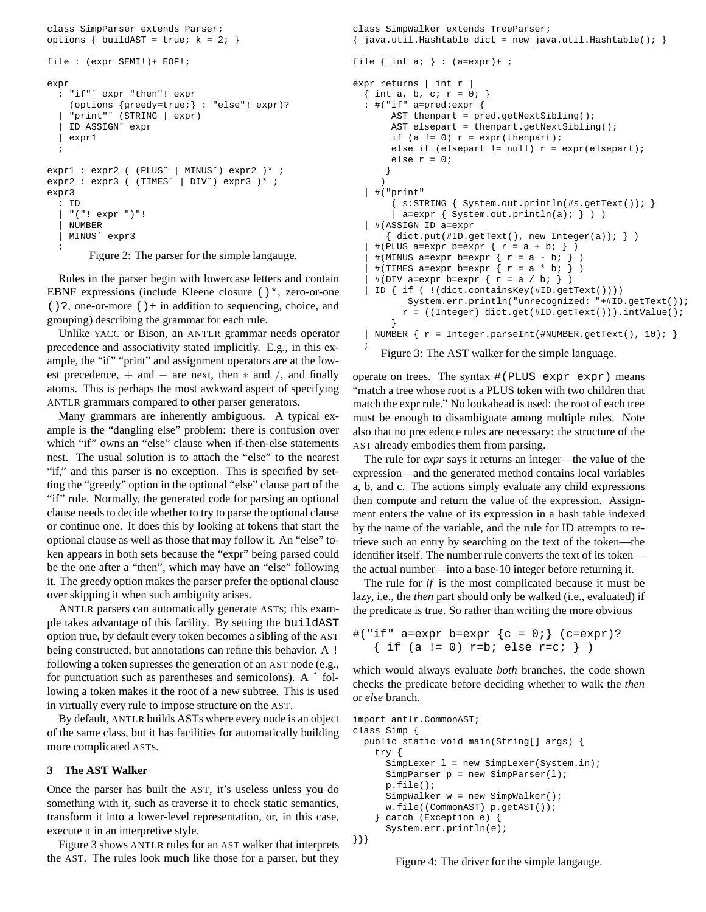```
class SimpParser extends Parser;
options { buildAST = true; k = 2; }

file : (expr SEMI!)+ EOF!;

expr
  : "if"^ expr "then"! expr
    (options {greedy=true;} : "else"! expr)?
  | "print"^ (STRING | expr)
  | ID ASSIGN^ expr
  | expr1
  ;

expr1 : expr2 ( (PLUS^ | MINUS^) expr2 )* ;
expr2 : expr3 ( (TIMES^ | DIV^) expr3 )* ;
expr3
  : ID
  | "("! expr ")"!
  | NUMBER
  | MINUS^ expr3
  ;
```

Figure 2: The parser for the simple langauge.

Rules in the parser begin with lowercase letters and contain EBNF expressions (include Kleene closure `()*`, zero-or-one `()?`, one-or-more `()+` in addition to sequencing, choice, and grouping) describing the grammar for each rule.

Unlike YACC or Bison, an ANTLR grammar needs operator precedence and associativity stated implicitly. E.g., in this example, the "if" "print" and assignment operators are at the lowest precedence, $+$ and $-$ are next, then $*$ and $/$, and finally atoms. This is perhaps the most awkward aspect of specifying ANTLR grammars compared to other parser generators.

Many grammars are inherently ambiguous. A typical example is the "dangling else" problem: there is confusion over which "if" owns an "else" clause when if-then-else statements nest. The usual solution is to attach the "else" to the nearest "if," and this parser is no exception. This is specified by setting the "greedy" option in the optional "else" clause part of the "if" rule. Normally, the generated code for parsing an optional clause needs to decide whether to try to parse the optional clause or continue one. It does this by looking at tokens that start the optional clause as well as those that may follow it. An "else" token appears in both sets because the "expr" being parsed could be the one after a "then", which may have an "else" following it. The greedy option makes the parser prefer the optional clause over skipping it when such ambiguity arises.

ANTLR parsers can automatically generate ASTs; this example takes advantage of this facility. By setting the `buildAST` option true, by default every token becomes a sibling of the AST being constructed, but annotations can refine this behavior. A `!` following a token supresses the generation of an AST node (e.g., for punctuation such as parentheses and semicolons). A `^` following a token makes it the root of a new subtree. This is used in virtually every rule to impose structure on the AST.

By default, ANTLR builds ASTs where every node is an object of the same class, but it has facilities for automatically building more complicated ASTs.

## 3 The AST Walker

Once the parser has built the AST, it's useless unless you do something with it, such as traverse it to check static semantics, transform it into a lower-level representation, or, in this case, execute it in an interpretive style.

Figure 3 shows ANTLR rules for an AST walker that interprets the AST. The rules look much like those for a parser, but they operate on trees. The syntax `#(PLUS expr expr)` means "match a tree whose root is a PLUS token with two children that match the expr rule." No lookahead is used: the root of each tree must be enough to disambiguate among multiple rules. Note also that no precedence rules are necessary: the structure of the AST already embodies them from parsing.

```
class SimpWalker extends TreeParser;
{ java.util.Hashtable dict = new java.util.Hashtable(); }

file { int a; } : (a=expr)+ ;

expr returns [ int r ]
  { int a, b, c; r = 0; }
  : #("if" a=pred:expr {
       AST thenpart = pred.getNextSibling();
       AST elsepart = thenpart.getNextSibling();
       if (a != 0) r = expr(thenpart);
       else if (elsepart != null) r = expr(elsepart);
       else r = 0;
      }
     )
  | #("print"
       ( s:STRING { System.out.println(#s.getText()); }
       | a=expr { System.out.println(a); } ) )
  | #(ASSIGN ID a=expr
      { dict.put(#ID.getText(), new Integer(a)); } )
  | #(PLUS a=expr b=expr { r = a + b; } )
  | #(MINUS a=expr b=expr { r = a - b; } )
  | #(TIMES a=expr b=expr { r = a * b; } )
  | #(DIV a=expr b=expr { r = a / b; } )
  | ID { if ( !(dict.containsKey(#ID.getText())))
          System.err.println("unrecognized: "+#ID.getText());
         r = ((Integer) dict.get(#ID.getText())).intValue();
       }
  | NUMBER { r = Integer.parseInt(#NUMBER.getText(), 10); }
  ;
```

Figure 3: The AST walker for the simple language.

The rule for *expr* says it returns an integer—the value of the expression—and the generated method contains local variables a, b, and c. The actions simply evaluate any child expressions then compute and return the value of the expression. Assignment enters the value of its expression in a hash table indexed by the name of the variable, and the rule for ID attempts to retrieve such an entry by searching on the text of the token—the identifier itself. The number rule converts the text of its token—the actual number—into a base-10 integer before returning it.

The rule for *if* is the most complicated because it must be lazy, i.e., the *then* part should only be walked (i.e., evaluated) if the predicate is true. So rather than writing the more obvious

```
#("if" a=expr b=expr {c = 0;} (c=expr)?
   { if (a != 0) r=b; else r=c; } )
```

which would always evaluate *both* branches, the code shown checks the predicate before deciding whether to walk the *then* or *else* branch.

```
import antlr.CommonAST;
class Simp {
  public static void main(String[] args) {
    try {
      SimpLexer l = new SimpLexer(System.in);
      SimpParser p = new SimpParser(l);
      p.file();
      SimpWalker w = new SimpWalker();
      w.file((CommonAST) p.getAST());
    } catch (Exception e) {
      System.err.println(e);
}}}
```

Figure 4: The driver for the simple langauge.